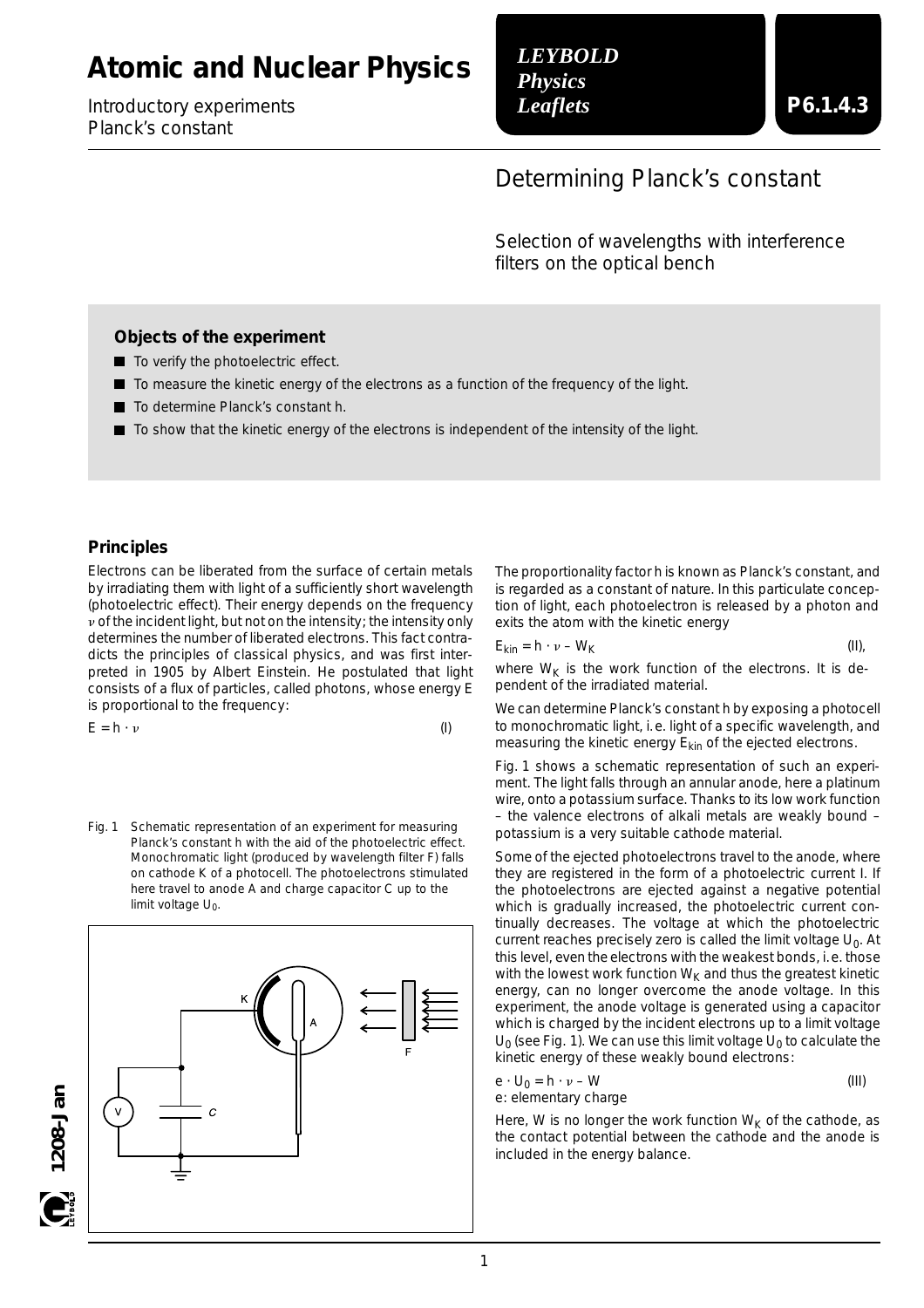Atomic and Nuclear Physics

Introductory experiments
Planck's constant

*LEYBOLD Physics Leaflets*

P6.1.4.3

# Determining Planck's constant

## Selection of wavelengths with interference filters on the optical bench

### Objects of the experiment

- To verify the photoelectric effect.
- To measure the kinetic energy of the electrons as a function of the frequency of the light.
- To determine Planck's constant h.
- To show that the kinetic energy of the electrons is independent of the intensity of the light.

### Principles

Electrons can be liberated from the surface of certain metals by irradiating them with light of a sufficiently short wavelength (photoelectric effect). Their energy depends on the frequency $\nu$ of the incident light, but not on the intensity; the intensity only determines the number of liberated electrons. This fact contradicts the principles of classical physics, and was first interpreted in 1905 by Albert Einstein. He postulated that light consists of a flux of particles, called photons, whose energy E is proportional to the frequency:

$$E = h \cdot \nu \qquad \text{(I)}$$

Fig. 1 Schematic representation of an experiment for measuring Planck's constant h with the aid of the photoelectric effect. Monochromatic light (produced by wavelength filter F) falls on cathode K of a photocell. The photoelectrons stimulated here travel to anode A and charge capacitor C up to the limit voltage $U_0$.

The proportionality factor h is known as Planck's constant, and is regarded as a constant of nature. In this particulate conception of light, each photoelectron is released by a photon and exits the atom with the kinetic energy

$$E_{kin} = h \cdot \nu - W_K \qquad \text{(II)},$$

where $W_K$ is the work function of the electrons. It is dependent of the irradiated material.

We can determine Planck's constant h by exposing a photocell to monochromatic light, i. e. light of a specific wavelength, and measuring the kinetic energy $E_{kin}$ of the ejected electrons.

Fig. 1 shows a schematic representation of such an experiment. The light falls through an annular anode, here a platinum wire, onto a potassium surface. Thanks to its low work function – the valence electrons of alkali metals are weakly bound – potassium is a very suitable cathode material.

Some of the ejected photoelectrons travel to the anode, where they are registered in the form of a photoelectric current I. If the photoelectrons are ejected against a negative potential which is gradually increased, the photoelectric current continually decreases. The voltage at which the photoelectric current reaches precisely zero is called the limit voltage $U_0$. At this level, even the electrons with the weakest bonds, i. e. those with the lowest work function $W_K$ and thus the greatest kinetic energy, can no longer overcome the anode voltage. In this experiment, the anode voltage is generated using a capacitor which is charged by the incident electrons up to a limit voltage $U_0$ (see Fig. 1). We can use this limit voltage $U_0$ to calculate the kinetic energy of these weakly bound electrons:

$$e \cdot U_0 = h \cdot \nu - W \qquad \text{(III)}$$

e: elementary charge

Here, W is no longer the work function $W_K$ of the cathode, as the contact potential between the cathode and the anode is included in the energy balance.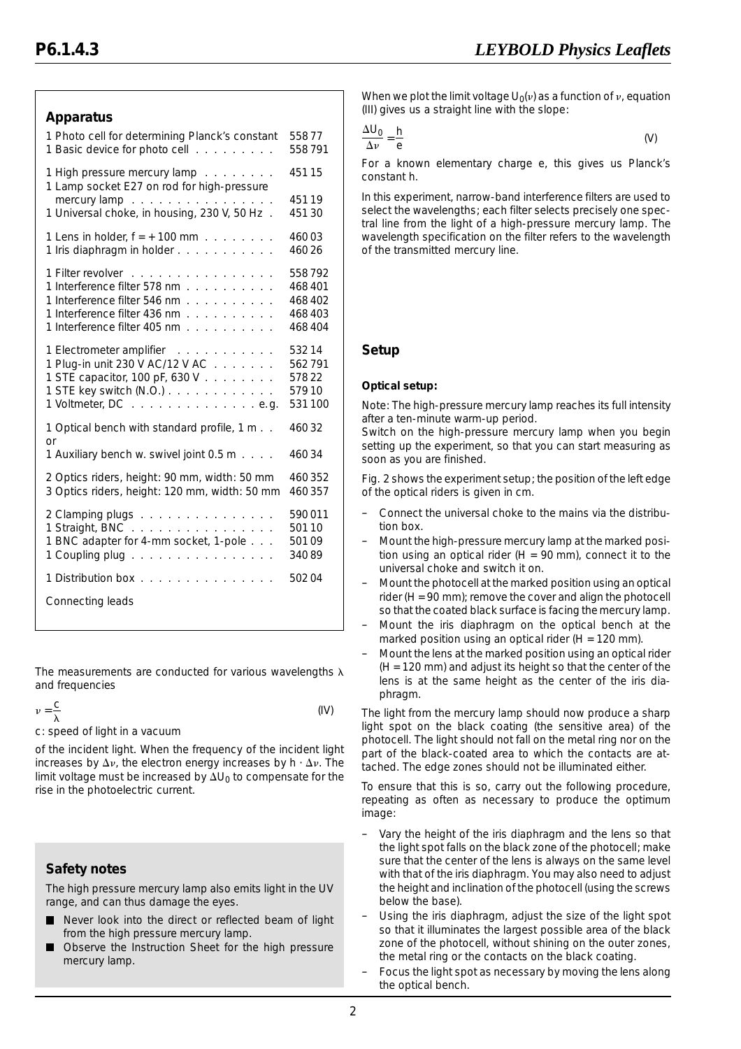## Apparatus

| | |
|---|---|
| 1 Photo cell for determining Planck's constant | 558 77 |
| 1 Basic device for photo cell | 558 791 |
| 1 High pressure mercury lamp | 451 15 |
| 1 Lamp socket E27 on rod for high-pressure mercury lamp | 451 19 |
| 1 Universal choke, in housing, 230 V, 50 Hz | 451 30 |
| 1 Lens in holder, f = + 100 mm | 460 03 |
| 1 Iris diaphragm in holder | 460 26 |
| 1 Filter revolver | 558 792 |
| 1 Interference filter 578 nm | 468 401 |
| 1 Interference filter 546 nm | 468 402 |
| 1 Interference filter 436 nm | 468 403 |
| 1 Interference filter 405 nm | 468 404 |
| 1 Electrometer amplifier | 532 14 |
| 1 Plug-in unit 230 V AC/12 V AC | 562 791 |
| 1 STE capacitor, 100 pF, 630 V | 578 22 |
| 1 STE key switch (N.O.) | 579 10 |
| 1 Voltmeter, DC e.g. | 531 100 |
| 1 Optical bench with standard profile, 1 m | 460 32 |
| or | |
| 1 Auxiliary bench w. swivel joint 0.5 m | 460 34 |
| 2 Optics riders, height: 90 mm, width: 50 mm | 460 352 |
| 3 Optics riders, height: 120 mm, width: 50 mm | 460 357 |
| 2 Clamping plugs | 590 011 |
| 1 Straight, BNC | 501 10 |
| 1 BNC adapter for 4-mm socket, 1-pole | 501 09 |
| 1 Coupling plug | 340 89 |
| 1 Distribution box | 502 04 |
| Connecting leads | |

The measurements are conducted for various wavelengths $\lambda$ and frequencies

$$\nu = \frac{c}{\lambda} \tag{IV}$$

c: speed of light in a vacuum

of the incident light. When the frequency of the incident light increases by $\Delta\nu$, the electron energy increases by $h \cdot \Delta\nu$. The limit voltage must be increased by $\Delta U_0$ to compensate for the rise in the photoelectric current.

## Safety notes

The high pressure mercury lamp also emits light in the UV range, and can thus damage the eyes.

- Never look into the direct or reflected beam of light from the high pressure mercury lamp.
- Observe the Instruction Sheet for the high pressure mercury lamp.

When we plot the limit voltage $U_0(\nu)$ as a function of $\nu$, equation (III) gives us a straight line with the slope:

$$\frac{\Delta U_0}{\Delta\nu} = \frac{h}{e} \tag{V}$$

For a known elementary charge e, this gives us Planck's constant h.

In this experiment, narrow-band interference filters are used to select the wavelengths; each filter selects precisely one spectral line from the light of a high-pressure mercury lamp. The wavelength specification on the filter refers to the wavelength of the transmitted mercury line.

## Setup

**Optical setup:**

Note: The high-pressure mercury lamp reaches its full intensity after a ten-minute warm-up period.
Switch on the high-pressure mercury lamp when you begin setting up the experiment, so that you can start measuring as soon as you are finished.

Fig. 2 shows the experiment setup; the position of the left edge of the optical riders is given in cm.

- Connect the universal choke to the mains via the distribution box.
- Mount the high-pressure mercury lamp at the marked position using an optical rider (H = 90 mm), connect it to the universal choke and switch it on.
- Mount the photocell at the marked position using an optical rider (H = 90 mm); remove the cover and align the photocell so that the coated black surface is facing the mercury lamp.
- Mount the iris diaphragm on the optical bench at the marked position using an optical rider (H = 120 mm).
- Mount the lens at the marked position using an optical rider (H = 120 mm) and adjust its height so that the center of the lens is at the same height as the center of the iris diaphragm.

The light from the mercury lamp should now produce a sharp light spot on the black coating (the sensitive area) of the photocell. The light should not fall on the metal ring nor on the part of the black-coated area to which the contacts are attached. The edge zones should not be illuminated either.

To ensure that this is so, carry out the following procedure, repeating as often as necessary to produce the optimum image:

- Vary the height of the iris diaphragm and the lens so that the light spot falls on the black zone of the photocell; make sure that the center of the lens is always on the same level with that of the iris diaphragm. You may also need to adjust the height and inclination of the photocell (using the screws below the base).
- Using the iris diaphragm, adjust the size of the light spot so that it illuminates the largest possible area of the black zone of the photocell, without shining on the outer zones, the metal ring or the contacts on the black coating.
- Focus the light spot as necessary by moving the lens along the optical bench.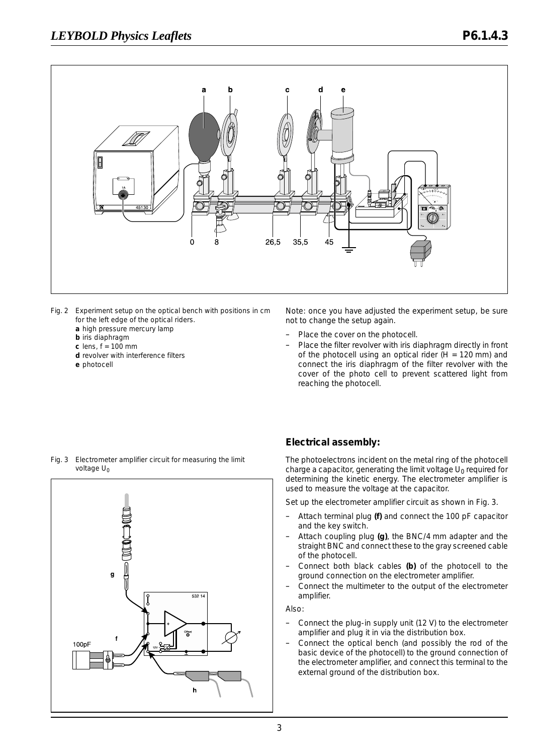Fig. 2 Experiment setup on the optical bench with positions in cm for the left edge of the optical riders.
**a** high pressure mercury lamp
**b** iris diaphragm
**c** lens, f = 100 mm
**d** revolver with interference filters
**e** photocell

Note: once you have adjusted the experiment setup, be sure not to change the setup again.

- Place the cover on the photocell.
- Place the filter revolver with iris diaphragm directly in front of the photocell using an optical rider (H = 120 mm) and connect the iris diaphragm of the filter revolver with the cover of the photo cell to prevent scattered light from reaching the photocell.

Fig. 3 Electrometer amplifier circuit for measuring the limit voltage $U_0$

## Electrical assembly:

The photoelectrons incident on the metal ring of the photocell charge a capacitor, generating the limit voltage $U_0$ required for determining the kinetic energy. The electrometer amplifier is used to measure the voltage at the capacitor.

Set up the electrometer amplifier circuit as shown in Fig. 3.

- Attach terminal plug **(f)** and connect the 100 pF capacitor and the key switch.
- Attach coupling plug **(g)**, the BNC/4 mm adapter and the straight BNC and connect these to the gray screened cable of the photocell.
- Connect both black cables **(b)** of the photocell to the ground connection on the electrometer amplifier.
- Connect the multimeter to the output of the electrometer amplifier.

Also:

- Connect the plug-in supply unit (12 V) to the electrometer amplifier and plug it in via the distribution box.
- Connect the optical bench (and possibly the rod of the basic device of the photocell) to the ground connection of the electrometer amplifier, and connect this terminal to the external ground of the distribution box.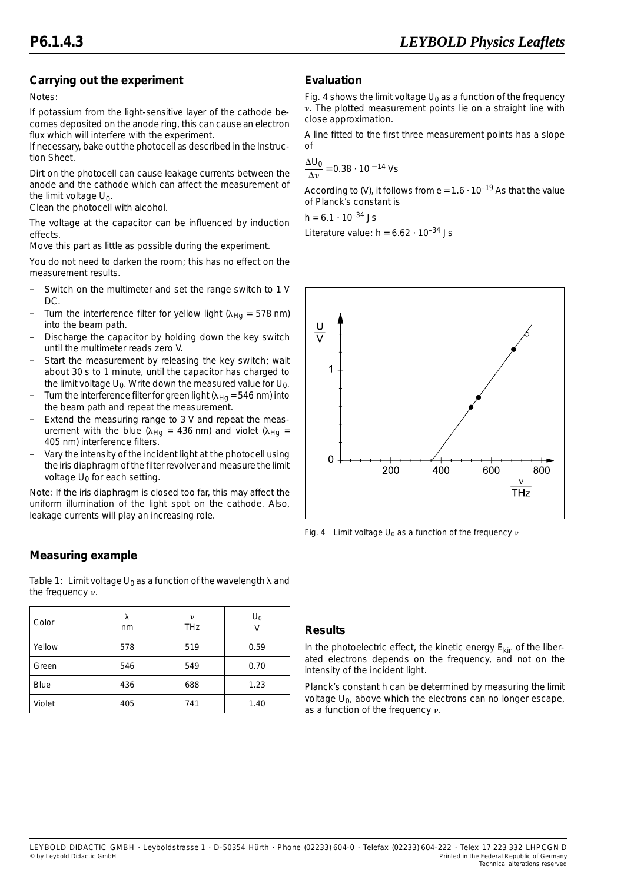## Carrying out the experiment

Notes:

If potassium from the light-sensitive layer of the cathode becomes deposited on the anode ring, this can cause an electron flux which will interfere with the experiment.
If necessary, bake out the photocell as described in the Instruction Sheet.

Dirt on the photocell can cause leakage currents between the anode and the cathode which can affect the measurement of the limit voltage $U_0$.
Clean the photocell with alcohol.

The voltage at the capacitor can be influenced by induction effects.
Move this part as little as possible during the experiment.

You do not need to darken the room; this has no effect on the measurement results.

- Switch on the multimeter and set the range switch to 1 V DC.
- Turn the interference filter for yellow light ($\lambda_{Hg}$ = 578 nm) into the beam path.
- Discharge the capacitor by holding down the key switch until the multimeter reads zero V.
- Start the measurement by releasing the key switch; wait about 30 s to 1 minute, until the capacitor has charged to the limit voltage $U_0$. Write down the measured value for $U_0$.
- Turn the interference filter for green light ($\lambda_{Hg}$ = 546 nm) into the beam path and repeat the measurement.
- Extend the measuring range to 3 V and repeat the measurement with the blue ($\lambda_{Hg}$ = 436 nm) and violet ($\lambda_{Hg}$ = 405 nm) interference filters.
- Vary the intensity of the incident light at the photocell using the iris diaphragm of the filter revolver and measure the limit voltage $U_0$ for each setting.

Note: If the iris diaphragm is closed too far, this may affect the uniform illumination of the light spot on the cathode. Also, leakage currents will play an increasing role.

## Measuring example

Table 1: Limit voltage $U_0$ as a function of the wavelength $\lambda$ and the frequency $\nu$.

| Color | $\frac{\lambda}{\text{nm}}$ | $\frac{\nu}{\text{THz}}$ | $\frac{U_0}{\text{V}}$ |
|---|---|---|---|
| Yellow | 578 | 519 | 0.59 |
| Green | 546 | 549 | 0.70 |
| Blue | 436 | 688 | 1.23 |
| Violet | 405 | 741 | 1.40 |

## Evaluation

Fig. 4 shows the limit voltage $U_0$ as a function of the frequency $\nu$. The plotted measurement points lie on a straight line with close approximation.

A line fitted to the first three measurement points has a slope of

$$\frac{\Delta U_0}{\Delta \nu} = 0.38 \cdot 10^{-14} \text{ Vs}$$

According to (V), it follows from $e = 1.6 \cdot 10^{-19}$ As that the value of Planck's constant is

$$h = 6.1 \cdot 10^{-34} \text{ Js}$$

Literature value: $h = 6.62 \cdot 10^{-34}$ Js

$\frac{U}{V}$

1

0

200

400

600

800

$\frac{\nu}{\text{THz}}$

Fig. 4 Limit voltage $U_0$ as a function of the frequency $\nu$

## Results

In the photoelectric effect, the kinetic energy $E_{kin}$ of the liberated electrons depends on the frequency, and not on the intensity of the incident light.

Planck's constant h can be determined by measuring the limit voltage $U_0$, above which the electrons can no longer escape, as a function of the frequency $\nu$.

LEYBOLD DIDACTIC GMBH · Leyboldstrasse 1 · D-50354 Hürth · Phone (02233) 604-0 · Telefax (02233) 604-222 · Telex 17 223 332 LHPCGN D
© by Leybold Didactic GmbH
Printed in the Federal Republic of Germany
Technical alterations reserved